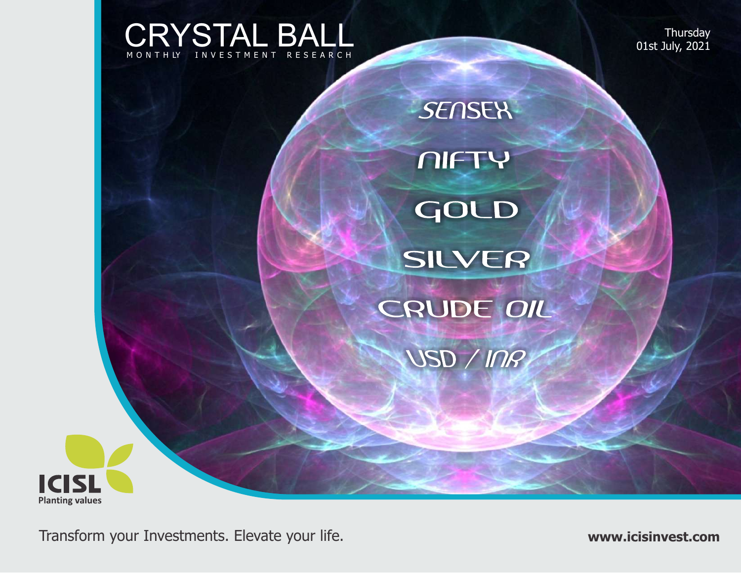# CRYSTAL BALL

MONTHLY INVESTMENT RESEARCH

Thursday
01st July, 2021

SENSEX

NIFTY

GOLD

SILVER

CRUDE OIL

USD / INR

ICISL
Planting values

Transform your Investments. Elevate your life.

www.icisinvest.com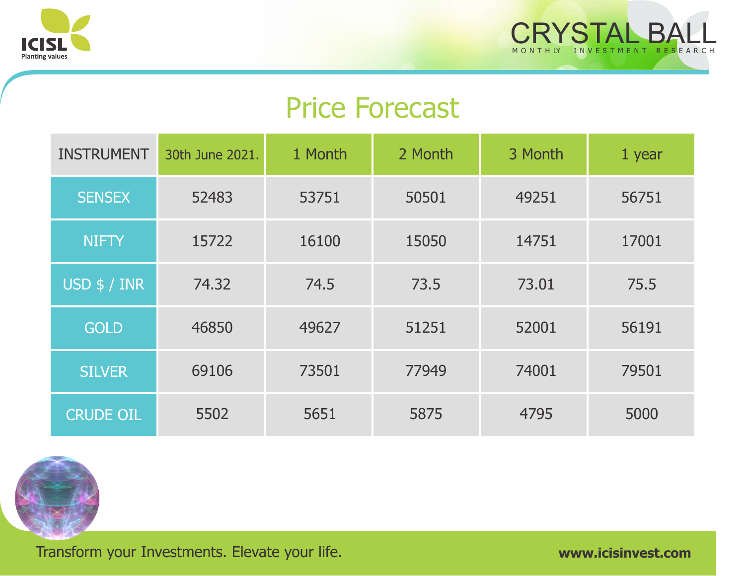# Price Forecast

| INSTRUMENT | 30th June 2021. | 1 Month | 2 Month | 3 Month | 1 year |
| --- | --- | --- | --- | --- | --- |
| SENSEX | 52483 | 53751 | 50501 | 49251 | 56751 |
| NIFTY | 15722 | 16100 | 15050 | 14751 | 17001 |
| USD $ / INR | 74.32 | 74.5 | 73.5 | 73.01 | 75.5 |
| GOLD | 46850 | 49627 | 51251 | 52001 | 56191 |
| SILVER | 69106 | 73501 | 77949 | 74001 | 79501 |
| CRUDE OIL | 5502 | 5651 | 5875 | 4795 | 5000 |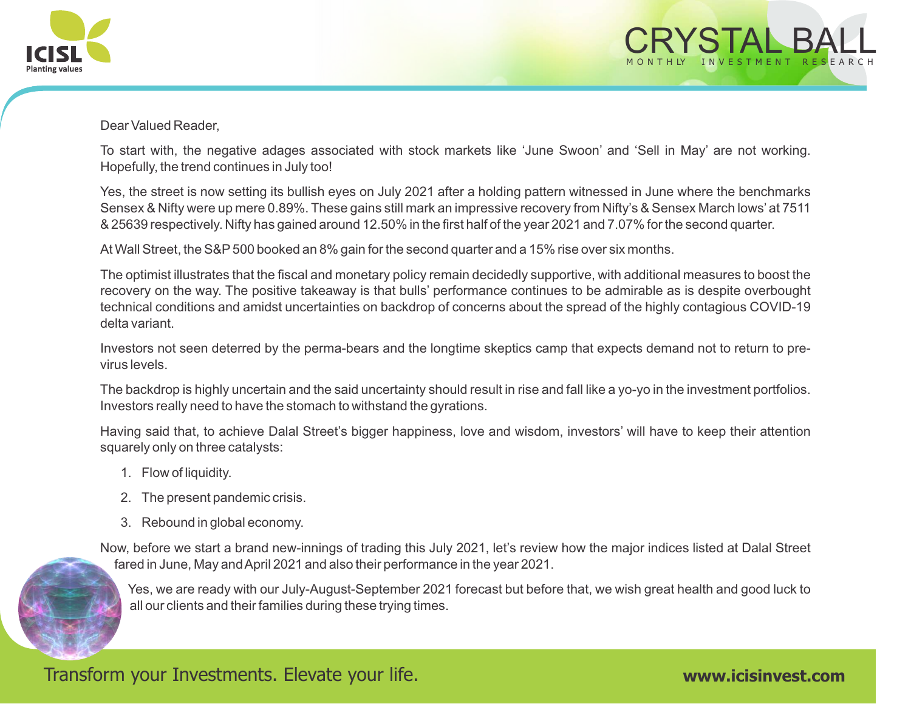Dear Valued Reader,

To start with, the negative adages associated with stock markets like 'June Swoon' and 'Sell in May' are not working. Hopefully, the trend continues in July too!

Yes, the street is now setting its bullish eyes on July 2021 after a holding pattern witnessed in June where the benchmarks Sensex & Nifty were up mere 0.89%. These gains still mark an impressive recovery from Nifty's & Sensex March lows' at 7511 & 25639 respectively. Nifty has gained around 12.50% in the first half of the year 2021 and 7.07% for the second quarter.

At Wall Street, the S&P 500 booked an 8% gain for the second quarter and a 15% rise over six months.

The optimist illustrates that the fiscal and monetary policy remain decidedly supportive, with additional measures to boost the recovery on the way. The positive takeaway is that bulls' performance continues to be admirable as is despite overbought technical conditions and amidst uncertainties on backdrop of concerns about the spread of the highly contagious COVID-19 delta variant.

Investors not seen deterred by the perma-bears and the longtime skeptics camp that expects demand not to return to pre-virus levels.

The backdrop is highly uncertain and the said uncertainty should result in rise and fall like a yo-yo in the investment portfolios. Investors really need to have the stomach to withstand the gyrations.

Having said that, to achieve Dalal Street's bigger happiness, love and wisdom, investors' will have to keep their attention squarely only on three catalysts:

1. Flow of liquidity.
2. The present pandemic crisis.
3. Rebound in global economy.

Now, before we start a brand new-innings of trading this July 2021, let's review how the major indices listed at Dalal Street fared in June, May and April 2021 and also their performance in the year 2021.

Yes, we are ready with our July-August-September 2021 forecast but before that, we wish great health and good luck to all our clients and their families during these trying times.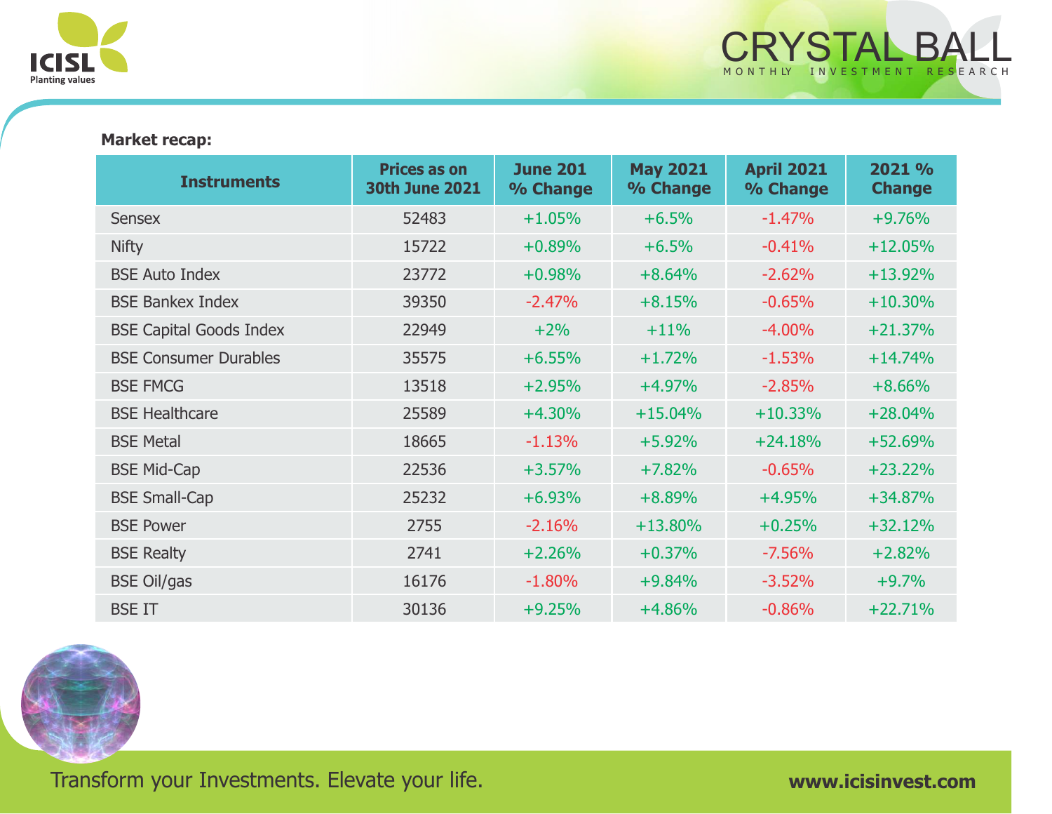**Market recap:**

| Instruments | Prices as on 30th June 2021 | June 201 % Change | May 2021 % Change | April 2021 % Change | 2021 % Change |
|---|---|---|---|---|---|
| Sensex | 52483 | +1.05% | +6.5% | -1.47% | +9.76% |
| Nifty | 15722 | +0.89% | +6.5% | -0.41% | +12.05% |
| BSE Auto Index | 23772 | +0.98% | +8.64% | -2.62% | +13.92% |
| BSE Bankex Index | 39350 | -2.47% | +8.15% | -0.65% | +10.30% |
| BSE Capital Goods Index | 22949 | +2% | +11% | -4.00% | +21.37% |
| BSE Consumer Durables | 35575 | +6.55% | +1.72% | -1.53% | +14.74% |
| BSE FMCG | 13518 | +2.95% | +4.97% | -2.85% | +8.66% |
| BSE Healthcare | 25589 | +4.30% | +15.04% | +10.33% | +28.04% |
| BSE Metal | 18665 | -1.13% | +5.92% | +24.18% | +52.69% |
| BSE Mid-Cap | 22536 | +3.57% | +7.82% | -0.65% | +23.22% |
| BSE Small-Cap | 25232 | +6.93% | +8.89% | +4.95% | +34.87% |
| BSE Power | 2755 | -2.16% | +13.80% | +0.25% | +32.12% |
| BSE Realty | 2741 | +2.26% | +0.37% | -7.56% | +2.82% |
| BSE Oil/gas | 16176 | -1.80% | +9.84% | -3.52% | +9.7% |
| BSE IT | 30136 | +9.25% | +4.86% | -0.86% | +22.71% |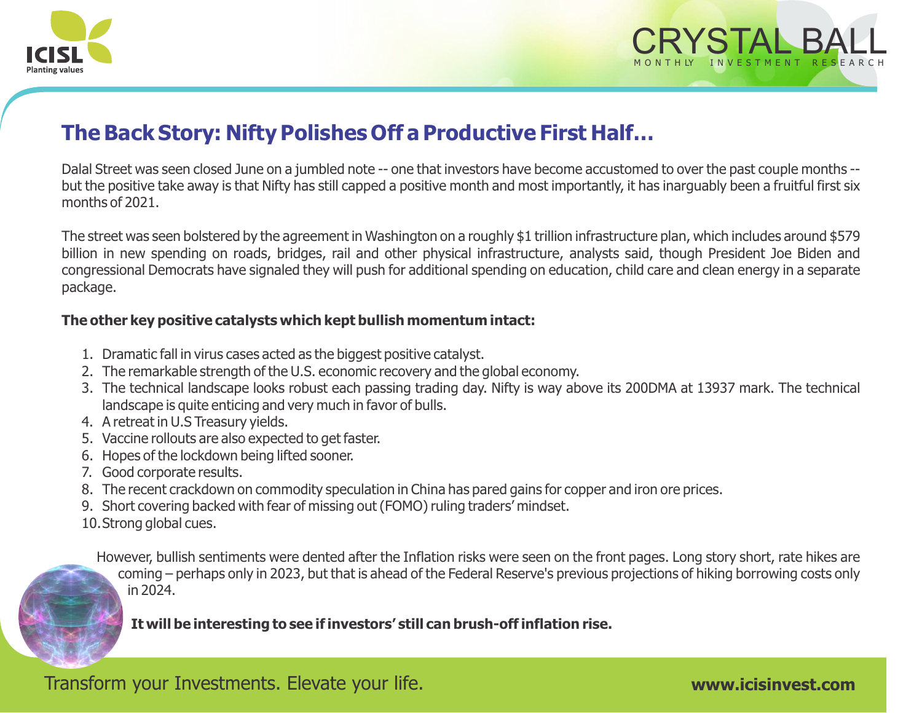## The Back Story: Nifty Polishes Off a Productive First Half…

Dalal Street was seen closed June on a jumbled note -- one that investors have become accustomed to over the past couple months -- but the positive take away is that Nifty has still capped a positive month and most importantly, it has inarguably been a fruitful first six months of 2021.

The street was seen bolstered by the agreement in Washington on a roughly $1 trillion infrastructure plan, which includes around $579 billion in new spending on roads, bridges, rail and other physical infrastructure, analysts said, though President Joe Biden and congressional Democrats have signaled they will push for additional spending on education, child care and clean energy in a separate package.

**The other key positive catalysts which kept bullish momentum intact:**

1. Dramatic fall in virus cases acted as the biggest positive catalyst.
2. The remarkable strength of the U.S. economic recovery and the global economy.
3. The technical landscape looks robust each passing trading day. Nifty is way above its 200DMA at 13937 mark. The technical landscape is quite enticing and very much in favor of bulls.
4. A retreat in U.S Treasury yields.
5. Vaccine rollouts are also expected to get faster.
6. Hopes of the lockdown being lifted sooner.
7. Good corporate results.
8. The recent crackdown on commodity speculation in China has pared gains for copper and iron ore prices.
9. Short covering backed with fear of missing out (FOMO) ruling traders' mindset.
10. Strong global cues.

However, bullish sentiments were dented after the Inflation risks were seen on the front pages. Long story short, rate hikes are coming – perhaps only in 2023, but that is ahead of the Federal Reserve's previous projections of hiking borrowing costs only in 2024.

**It will be interesting to see if investors' still can brush-off inflation rise.**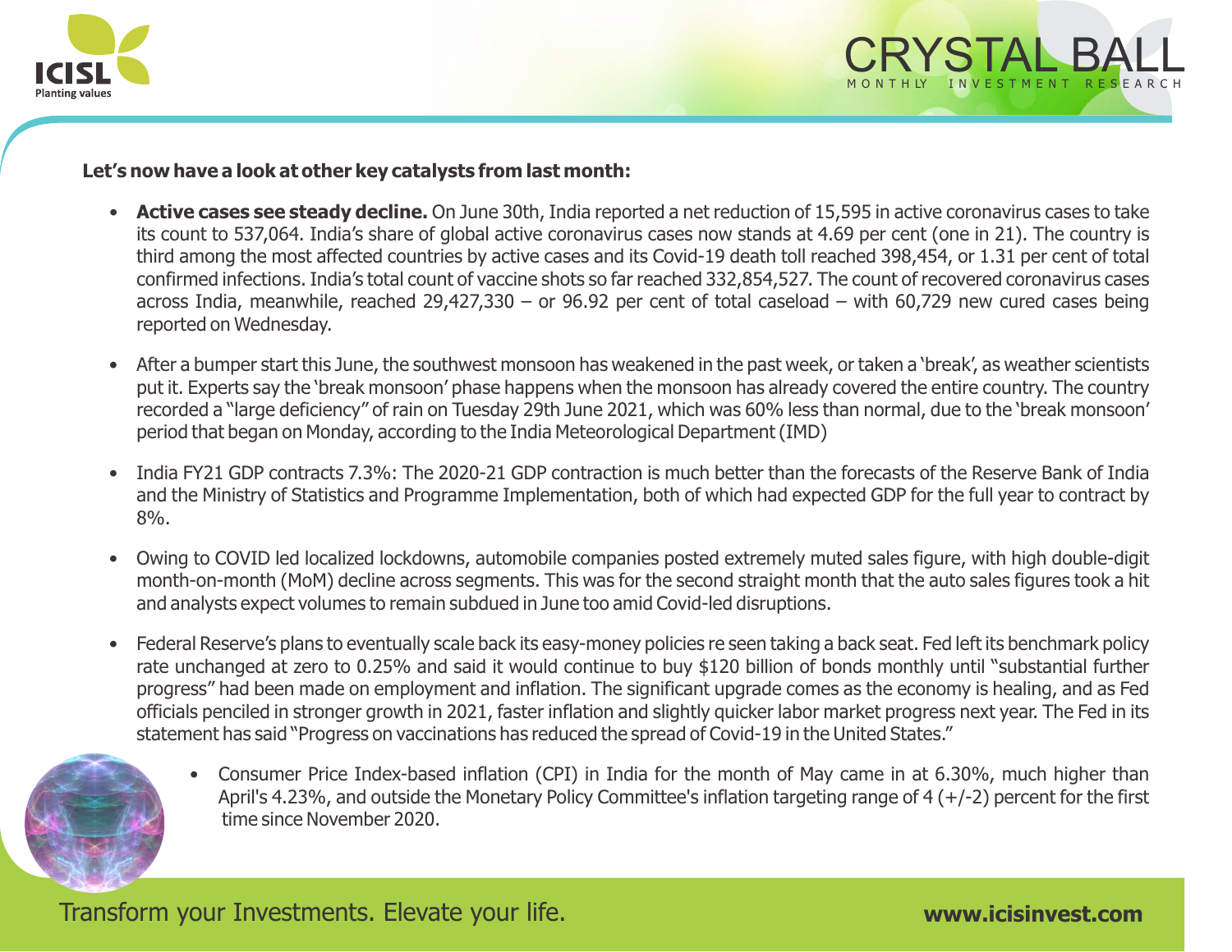**Let's now have a look at other key catalysts from last month:**

- **Active cases see steady decline.** On June 30th, India reported a net reduction of 15,595 in active coronavirus cases to take its count to 537,064. India's share of global active coronavirus cases now stands at 4.69 per cent (one in 21). The country is third among the most affected countries by active cases and its Covid-19 death toll reached 398,454, or 1.31 per cent of total confirmed infections. India's total count of vaccine shots so far reached 332,854,527. The count of recovered coronavirus cases across India, meanwhile, reached 29,427,330 – or 96.92 per cent of total caseload – with 60,729 new cured cases being reported on Wednesday.

- After a bumper start this June, the southwest monsoon has weakened in the past week, or taken a 'break', as weather scientists put it. Experts say the 'break monsoon' phase happens when the monsoon has already covered the entire country. The country recorded a "large deficiency" of rain on Tuesday 29th June 2021, which was 60% less than normal, due to the 'break monsoon' period that began on Monday, according to the India Meteorological Department (IMD)

- India FY21 GDP contracts 7.3%: The 2020-21 GDP contraction is much better than the forecasts of the Reserve Bank of India and the Ministry of Statistics and Programme Implementation, both of which had expected GDP for the full year to contract by 8%.

- Owing to COVID led localized lockdowns, automobile companies posted extremely muted sales figure, with high double-digit month-on-month (MoM) decline across segments. This was for the second straight month that the auto sales figures took a hit and analysts expect volumes to remain subdued in June too amid Covid-led disruptions.

- Federal Reserve's plans to eventually scale back its easy-money policies re seen taking a back seat. Fed left its benchmark policy rate unchanged at zero to 0.25% and said it would continue to buy $120 billion of bonds monthly until "substantial further progress" had been made on employment and inflation. The significant upgrade comes as the economy is healing, and as Fed officials penciled in stronger growth in 2021, faster inflation and slightly quicker labor market progress next year. The Fed in its statement has said "Progress on vaccinations has reduced the spread of Covid-19 in the United States."

- Consumer Price Index-based inflation (CPI) in India for the month of May came in at 6.30%, much higher than April's 4.23%, and outside the Monetary Policy Committee's inflation targeting range of 4 (+/-2) percent for the first time since November 2020.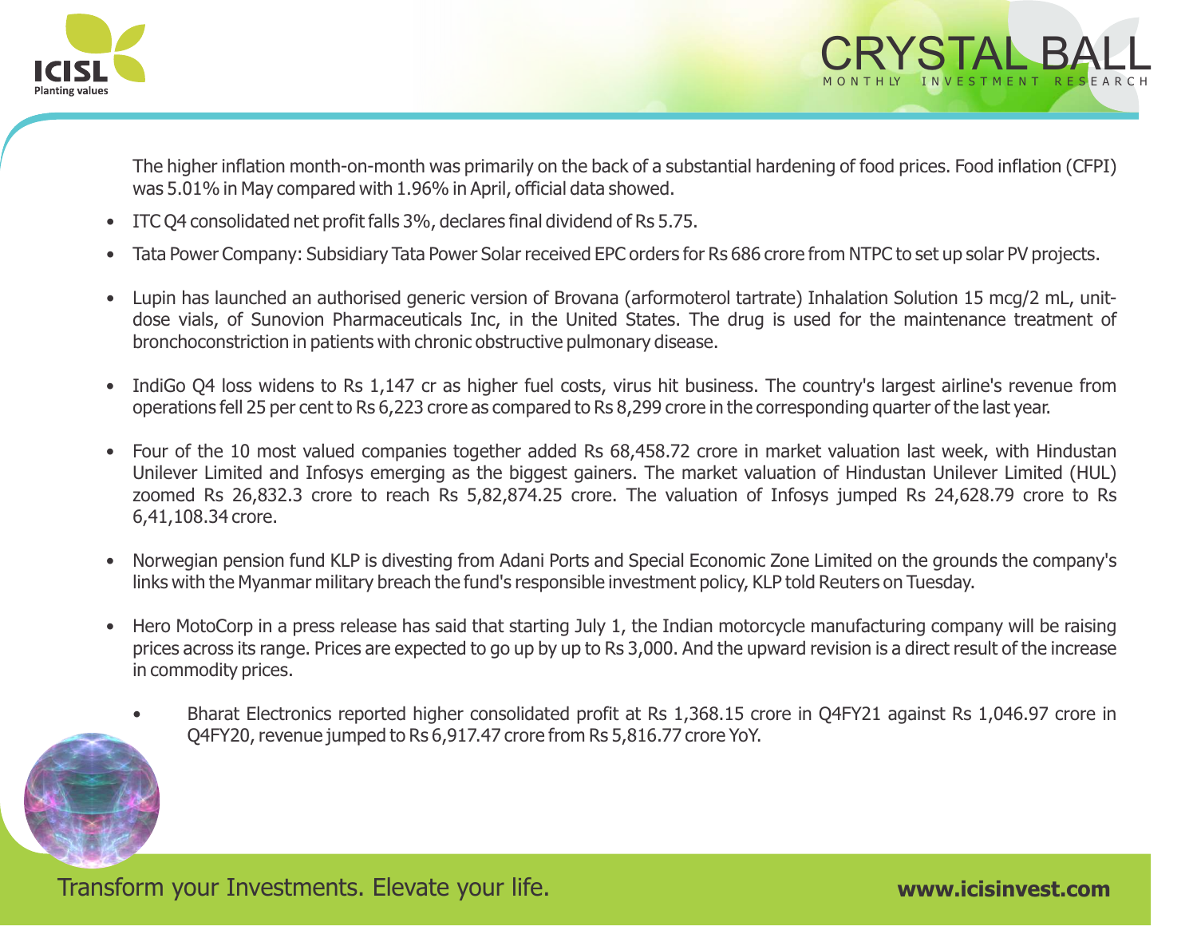The higher inflation month-on-month was primarily on the back of a substantial hardening of food prices. Food inflation (CFPI) was 5.01% in May compared with 1.96% in April, official data showed.

- ITC Q4 consolidated net profit falls 3%, declares final dividend of Rs 5.75.
- Tata Power Company: Subsidiary Tata Power Solar received EPC orders for Rs 686 crore from NTPC to set up solar PV projects.
- Lupin has launched an authorised generic version of Brovana (arformoterol tartrate) Inhalation Solution 15 mcg/2 mL, unit-dose vials, of Sunovion Pharmaceuticals Inc, in the United States. The drug is used for the maintenance treatment of bronchoconstriction in patients with chronic obstructive pulmonary disease.
- IndiGo Q4 loss widens to Rs 1,147 cr as higher fuel costs, virus hit business. The country's largest airline's revenue from operations fell 25 per cent to Rs 6,223 crore as compared to Rs 8,299 crore in the corresponding quarter of the last year.
- Four of the 10 most valued companies together added Rs 68,458.72 crore in market valuation last week, with Hindustan Unilever Limited and Infosys emerging as the biggest gainers. The market valuation of Hindustan Unilever Limited (HUL) zoomed Rs 26,832.3 crore to reach Rs 5,82,874.25 crore. The valuation of Infosys jumped Rs 24,628.79 crore to Rs 6,41,108.34 crore.
- Norwegian pension fund KLP is divesting from Adani Ports and Special Economic Zone Limited on the grounds the company's links with the Myanmar military breach the fund's responsible investment policy, KLP told Reuters on Tuesday.
- Hero MotoCorp in a press release has said that starting July 1, the Indian motorcycle manufacturing company will be raising prices across its range. Prices are expected to go up by up to Rs 3,000. And the upward revision is a direct result of the increase in commodity prices.
- Bharat Electronics reported higher consolidated profit at Rs 1,368.15 crore in Q4FY21 against Rs 1,046.97 crore in Q4FY20, revenue jumped to Rs 6,917.47 crore from Rs 5,816.77 crore YoY.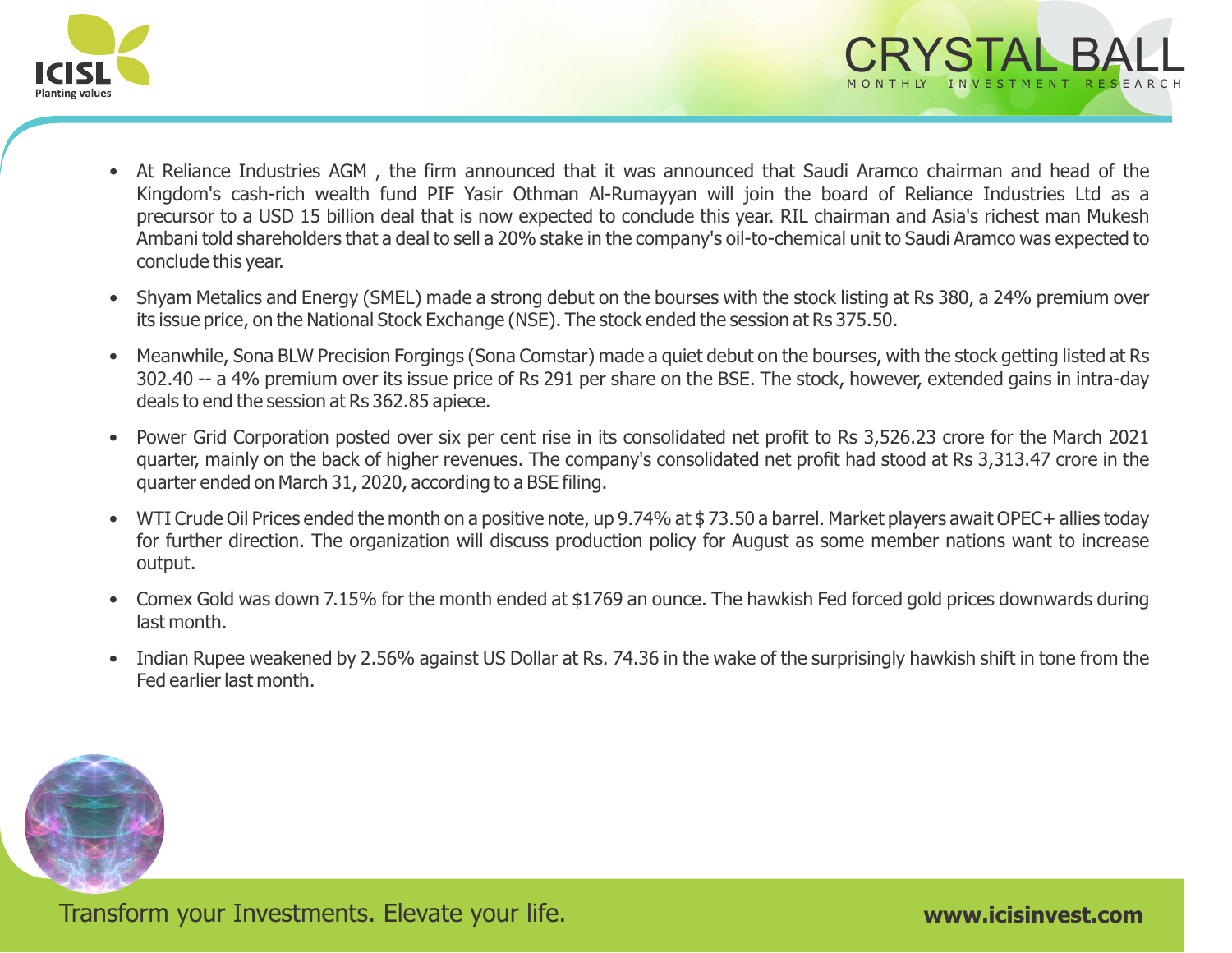- At Reliance Industries AGM , the firm announced that it was announced that Saudi Aramco chairman and head of the Kingdom's cash-rich wealth fund PIF Yasir Othman Al-Rumayyan will join the board of Reliance Industries Ltd as a precursor to a USD 15 billion deal that is now expected to conclude this year. RIL chairman and Asia's richest man Mukesh Ambani told shareholders that a deal to sell a 20% stake in the company's oil-to-chemical unit to Saudi Aramco was expected to conclude this year.
- Shyam Metalics and Energy (SMEL) made a strong debut on the bourses with the stock listing at Rs 380, a 24% premium over its issue price, on the National Stock Exchange (NSE). The stock ended the session at Rs 375.50.
- Meanwhile, Sona BLW Precision Forgings (Sona Comstar) made a quiet debut on the bourses, with the stock getting listed at Rs 302.40 -- a 4% premium over its issue price of Rs 291 per share on the BSE. The stock, however, extended gains in intra-day deals to end the session at Rs 362.85 apiece.
- Power Grid Corporation posted over six per cent rise in its consolidated net profit to Rs 3,526.23 crore for the March 2021 quarter, mainly on the back of higher revenues. The company's consolidated net profit had stood at Rs 3,313.47 crore in the quarter ended on March 31, 2020, according to a BSE filing.
- WTI Crude Oil Prices ended the month on a positive note, up 9.74% at $ 73.50 a barrel. Market players await OPEC+ allies today for further direction. The organization will discuss production policy for August as some member nations want to increase output.
- Comex Gold was down 7.15% for the month ended at $1769 an ounce. The hawkish Fed forced gold prices downwards during last month.
- Indian Rupee weakened by 2.56% against US Dollar at Rs. 74.36 in the wake of the surprisingly hawkish shift in tone from the Fed earlier last month.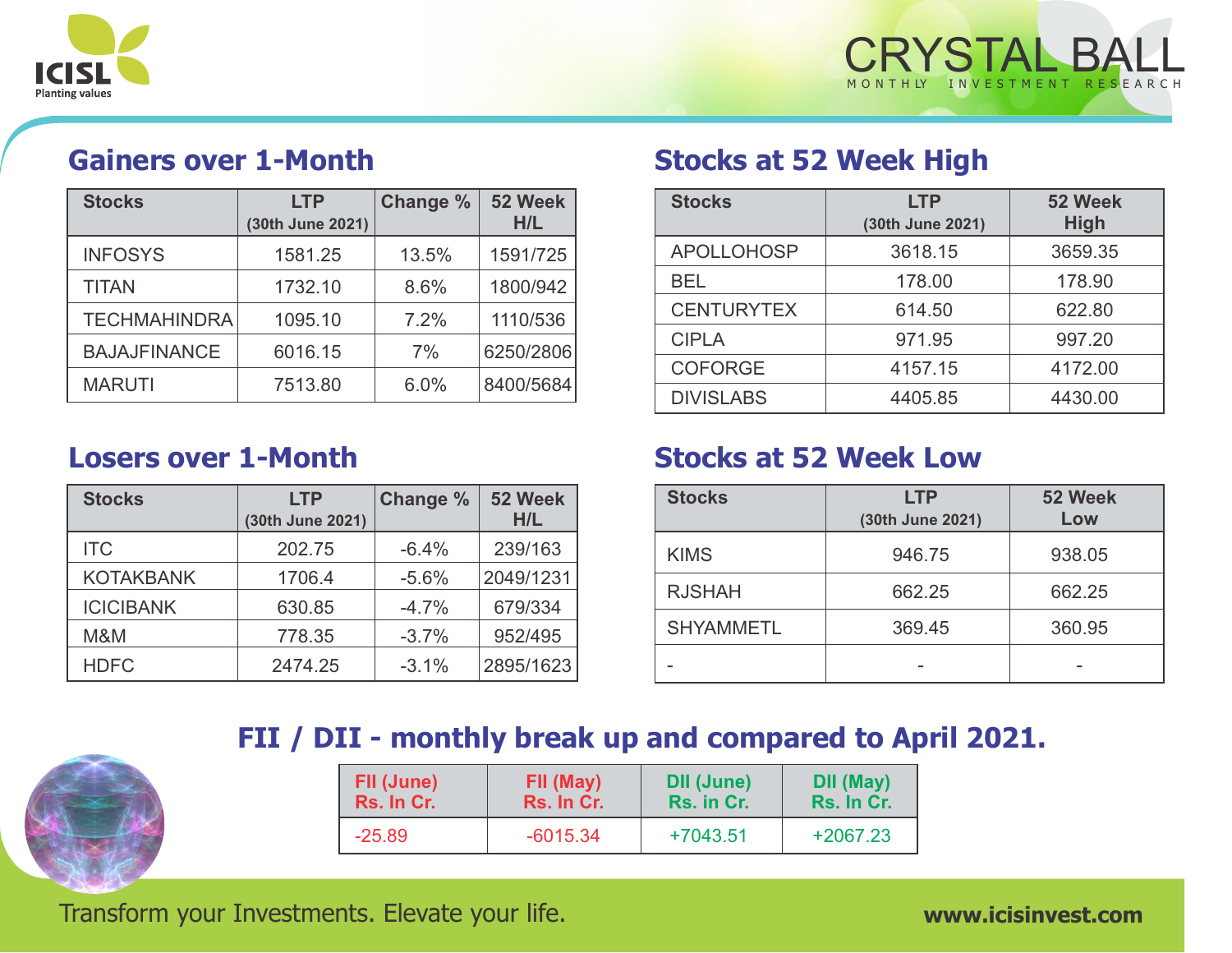## Gainers over 1-Month

| Stocks | LTP (30th June 2021) | Change % | 52 Week H/L |
|---|---|---|---|
| INFOSYS | 1581.25 | 13.5% | 1591/725 |
| TITAN | 1732.10 | 8.6% | 1800/942 |
| TECHMAHINDRA | 1095.10 | 7.2% | 1110/536 |
| BAJAJFINANCE | 6016.15 | 7% | 6250/2806 |
| MARUTI | 7513.80 | 6.0% | 8400/5684 |

## Stocks at 52 Week High

| Stocks | LTP (30th June 2021) | 52 Week High |
|---|---|---|
| APOLLOHOSP | 3618.15 | 3659.35 |
| BEL | 178.00 | 178.90 |
| CENTURYTEX | 614.50 | 622.80 |
| CIPLA | 971.95 | 997.20 |
| COFORGE | 4157.15 | 4172.00 |
| DIVISLABS | 4405.85 | 4430.00 |

## Losers over 1-Month

| Stocks | LTP (30th June 2021) | Change % | 52 Week H/L |
|---|---|---|---|
| ITC | 202.75 | -6.4% | 239/163 |
| KOTAKBANK | 1706.4 | -5.6% | 2049/1231 |
| ICICIBANK | 630.85 | -4.7% | 679/334 |
| M&M | 778.35 | -3.7% | 952/495 |
| HDFC | 2474.25 | -3.1% | 2895/1623 |

## Stocks at 52 Week Low

| Stocks | LTP (30th June 2021) | 52 Week Low |
|---|---|---|
| KIMS | 946.75 | 938.05 |
| RJSHAH | 662.25 | 662.25 |
| SHYAMMETL | 369.45 | 360.95 |
| - | - | - |

## FII / DII - monthly break up and compared to April 2021.

| FII (June) Rs. In Cr. | FII (May) Rs. In Cr. | DII (June) Rs. in Cr. | DII (May) Rs. In Cr. |
|---|---|---|---|
| -25.89 | -6015.34 | +7043.51 | +2067.23 |

Transform your Investments. Elevate your life.

www.icisinvest.com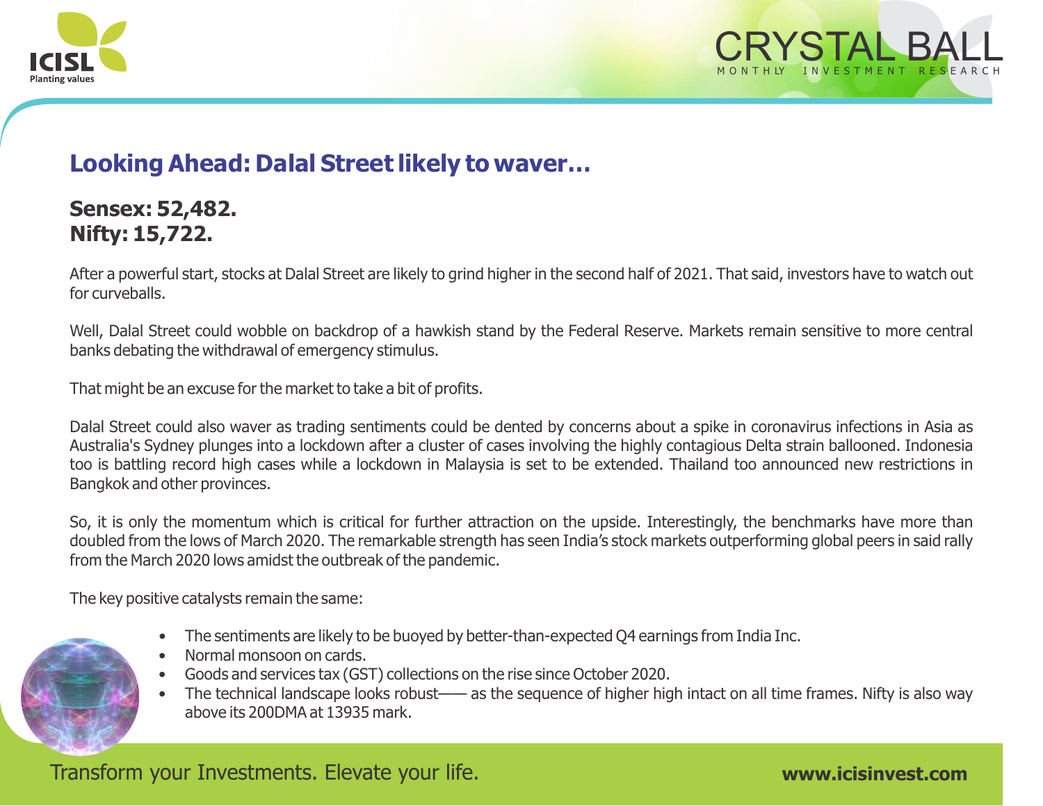## Looking Ahead: Dalal Street likely to waver…

**Sensex: 52,482.**
**Nifty: 15,722.**

After a powerful start, stocks at Dalal Street are likely to grind higher in the second half of 2021. That said, investors have to watch out for curveballs.

Well, Dalal Street could wobble on backdrop of a hawkish stand by the Federal Reserve. Markets remain sensitive to more central banks debating the withdrawal of emergency stimulus.

That might be an excuse for the market to take a bit of profits.

Dalal Street could also waver as trading sentiments could be dented by concerns about a spike in coronavirus infections in Asia as Australia's Sydney plunges into a lockdown after a cluster of cases involving the highly contagious Delta strain ballooned. Indonesia too is battling record high cases while a lockdown in Malaysia is set to be extended. Thailand too announced new restrictions in Bangkok and other provinces.

So, it is only the momentum which is critical for further attraction on the upside. Interestingly, the benchmarks have more than doubled from the lows of March 2020. The remarkable strength has seen India's stock markets outperforming global peers in said rally from the March 2020 lows amidst the outbreak of the pandemic.

The key positive catalysts remain the same:

- The sentiments are likely to be buoyed by better-than-expected Q4 earnings from India Inc.
- Normal monsoon on cards.
- Goods and services tax (GST) collections on the rise since October 2020.
- The technical landscape looks robust—— as the sequence of higher high intact on all time frames. Nifty is also way above its 200DMA at 13935 mark.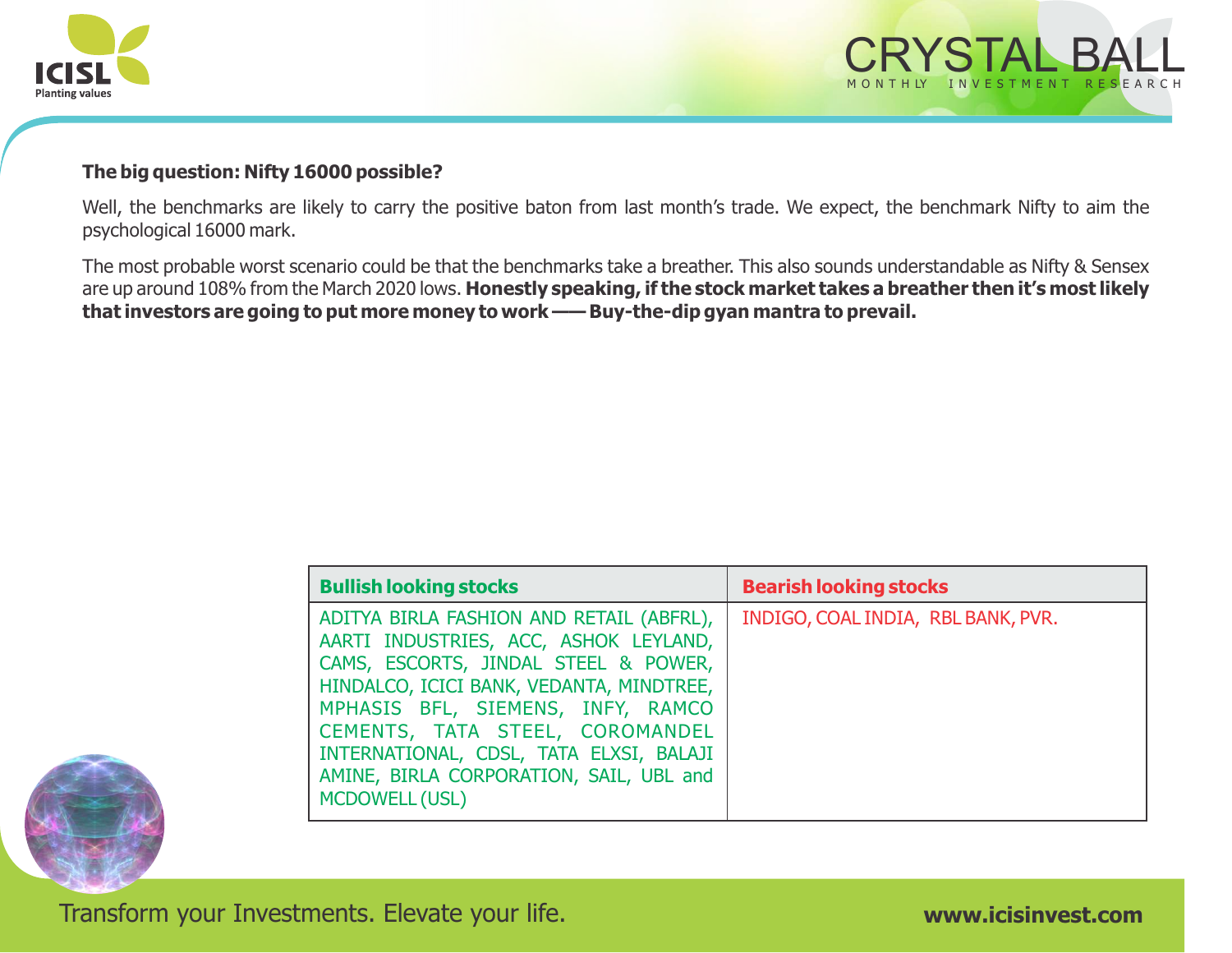**The big question: Nifty 16000 possible?**

Well, the benchmarks are likely to carry the positive baton from last month's trade. We expect, the benchmark Nifty to aim the psychological 16000 mark.

The most probable worst scenario could be that the benchmarks take a breather. This also sounds understandable as Nifty & Sensex are up around 108% from the March 2020 lows. **Honestly speaking, if the stock market takes a breather then it's most likely that investors are going to put more money to work ––– Buy-the-dip gyan mantra to prevail.**

| Bullish looking stocks | Bearish looking stocks |
|---|---|
| ADITYA BIRLA FASHION AND RETAIL (ABFRL), AARTI INDUSTRIES, ACC, ASHOK LEYLAND, CAMS, ESCORTS, JINDAL STEEL & POWER, HINDALCO, ICICI BANK, VEDANTA, MINDTREE, MPHASIS BFL, SIEMENS, INFY, RAMCO CEMENTS, TATA STEEL, COROMANDEL INTERNATIONAL, CDSL, TATA ELXSI, BALAJI AMINE, BIRLA CORPORATION, SAIL, UBL and MCDOWELL (USL) | INDIGO, COAL INDIA, RBL BANK, PVR. |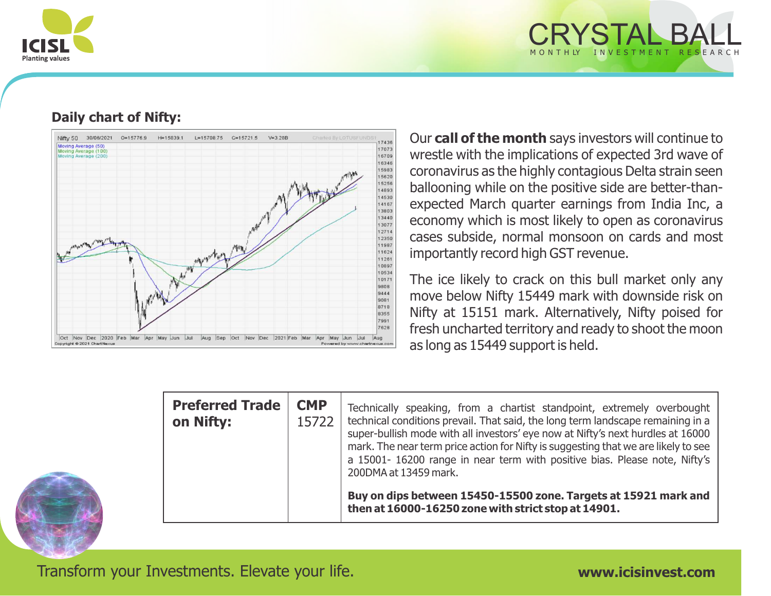## Daily chart of Nifty:

Our **call of the month** says investors will continue to wrestle with the implications of expected 3rd wave of coronavirus as the highly contagious Delta strain seen ballooning while on the positive side are better-than-expected March quarter earnings from India Inc, a economy which is most likely to open as coronavirus cases subside, normal monsoon on cards and most importantly record high GST revenue.

The ice likely to crack on this bull market only any move below Nifty 15449 mark with downside risk on Nifty at 15151 mark. Alternatively, Nifty poised for fresh uncharted territory and ready to shoot the moon as long as 15449 support is held.

| Preferred Trade on Nifty: | CMP 15722 | Technically speaking, from a chartist standpoint, extremely overbought technical conditions prevail. That said, the long term landscape remaining in a super-bullish mode with all investors' eye now at Nifty's next hurdles at 16000 mark. The near term price action for Nifty is suggesting that we are likely to see a 15001- 16200 range in near term with positive bias. Please note, Nifty's 200DMA at 13459 mark.<br><br>**Buy on dips between 15450-15500 zone. Targets at 15921 mark and then at 16000-16250 zone with strict stop at 14901.** |
|---|---|---|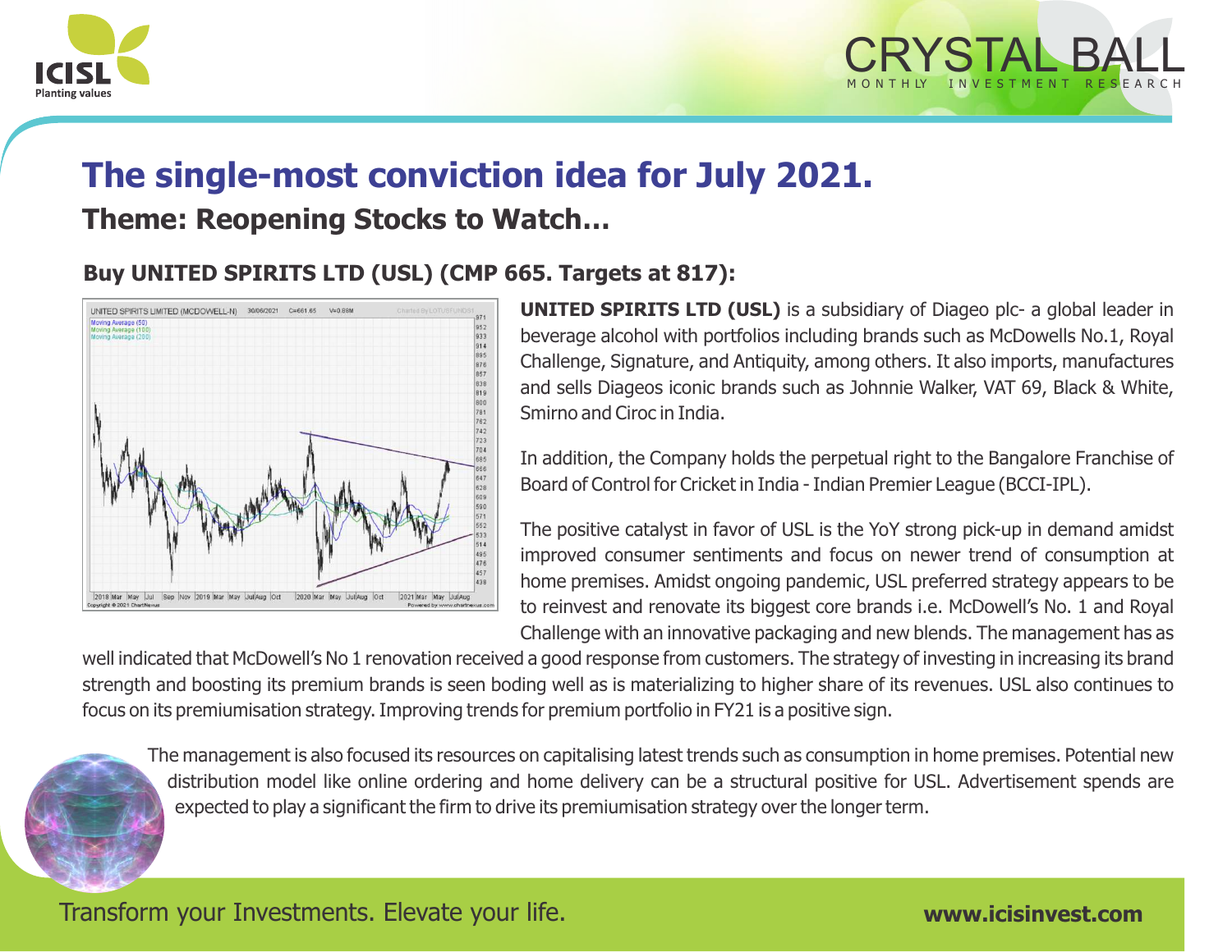# The single-most conviction idea for July 2021.

## Theme: Reopening Stocks to Watch...

### Buy UNITED SPIRITS LTD (USL) (CMP 665. Targets at 817):

**UNITED SPIRITS LTD (USL)** is a subsidiary of Diageo plc- a global leader in beverage alcohol with portfolios including brands such as McDowells No.1, Royal Challenge, Signature, and Antiquity, among others. It also imports, manufactures and sells Diageos iconic brands such as Johnnie Walker, VAT 69, Black & White, Smirno and Ciroc in India.

In addition, the Company holds the perpetual right to the Bangalore Franchise of Board of Control for Cricket in India - Indian Premier League (BCCI-IPL).

The positive catalyst in favor of USL is the YoY strong pick-up in demand amidst improved consumer sentiments and focus on newer trend of consumption at home premises. Amidst ongoing pandemic, USL preferred strategy appears to be to reinvest and renovate its biggest core brands i.e. McDowell's No. 1 and Royal Challenge with an innovative packaging and new blends. The management has as well indicated that McDowell's No 1 renovation received a good response from customers. The strategy of investing in increasing its brand strength and boosting its premium brands is seen boding well as is materializing to higher share of its revenues. USL also continues to focus on its premiumisation strategy. Improving trends for premium portfolio in FY21 is a positive sign.

The management is also focused its resources on capitalising latest trends such as consumption in home premises. Potential new distribution model like online ordering and home delivery can be a structural positive for USL. Advertisement spends are expected to play a significant the firm to drive its premiumisation strategy over the longer term.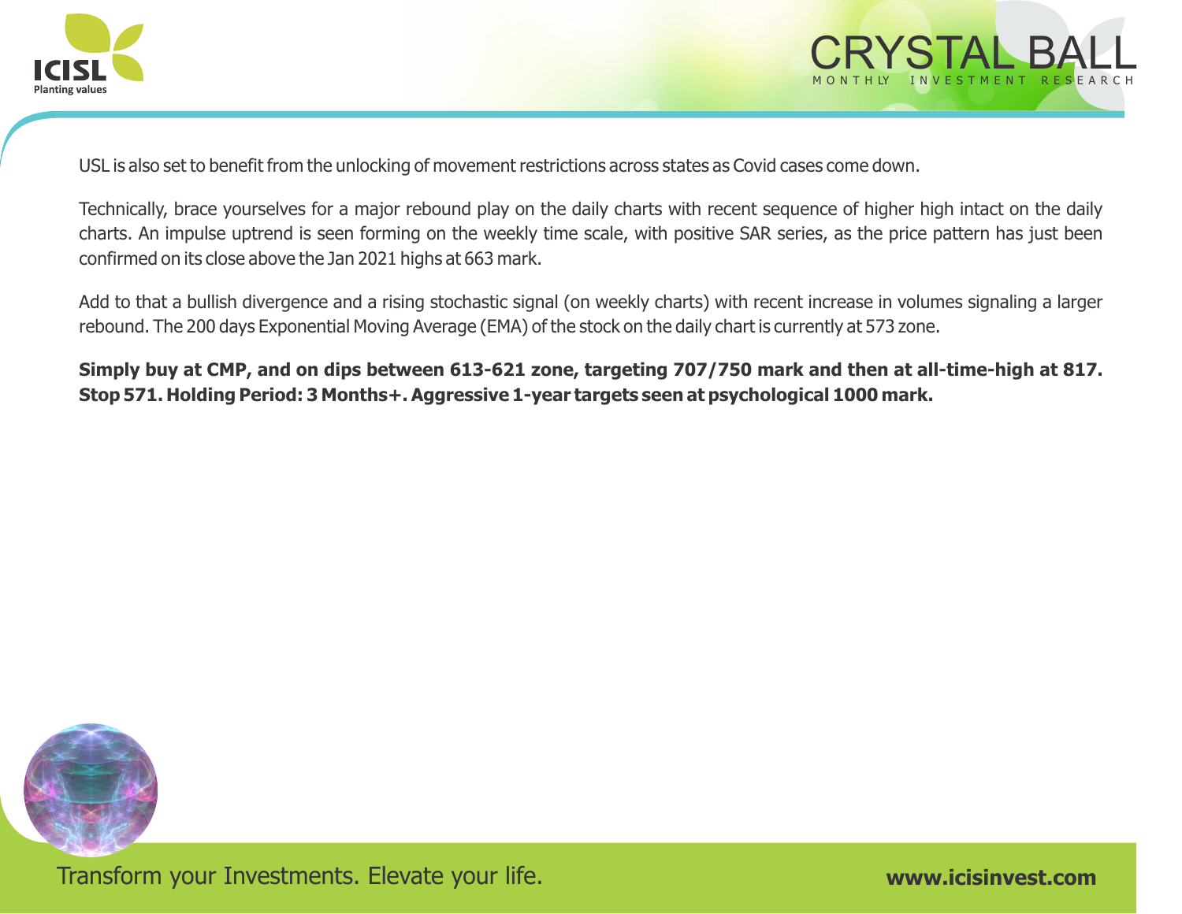USL is also set to benefit from the unlocking of movement restrictions across states as Covid cases come down.

Technically, brace yourselves for a major rebound play on the daily charts with recent sequence of higher high intact on the daily charts. An impulse uptrend is seen forming on the weekly time scale, with positive SAR series, as the price pattern has just been confirmed on its close above the Jan 2021 highs at 663 mark.

Add to that a bullish divergence and a rising stochastic signal (on weekly charts) with recent increase in volumes signaling a larger rebound. The 200 days Exponential Moving Average (EMA) of the stock on the daily chart is currently at 573 zone.

**Simply buy at CMP, and on dips between 613-621 zone, targeting 707/750 mark and then at all-time-high at 817. Stop 571. Holding Period: 3 Months+. Aggressive 1-year targets seen at psychological 1000 mark.**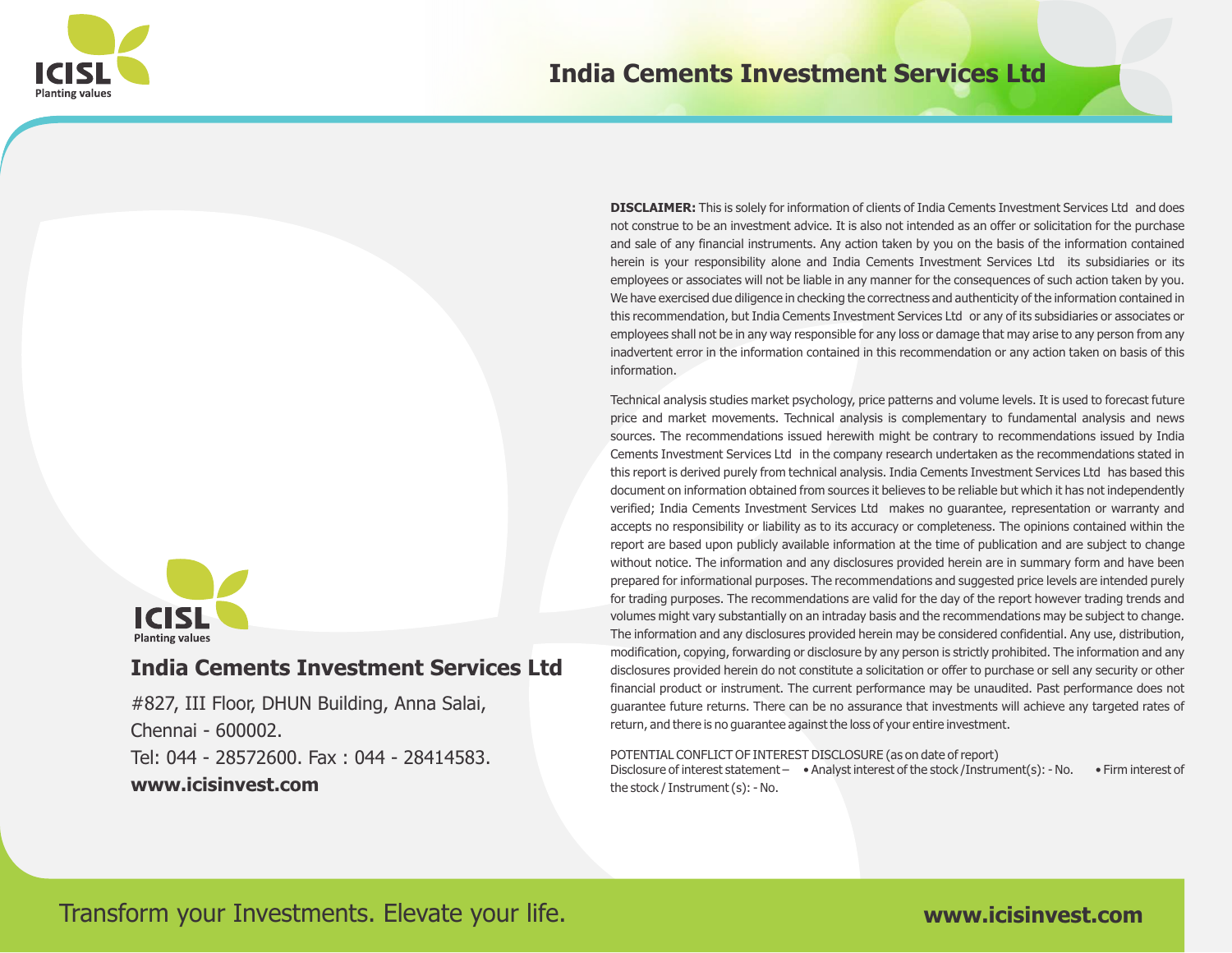**DISCLAIMER:** This is solely for information of clients of India Cements Investment Services Ltd and does not construe to be an investment advice. It is also not intended as an offer or solicitation for the purchase and sale of any financial instruments. Any action taken by you on the basis of the information contained herein is your responsibility alone and India Cements Investment Services Ltd its subsidiaries or its employees or associates will not be liable in any manner for the consequences of such action taken by you. We have exercised due diligence in checking the correctness and authenticity of the information contained in this recommendation, but India Cements Investment Services Ltd or any of its subsidiaries or associates or employees shall not be in any way responsible for any loss or damage that may arise to any person from any inadvertent error in the information contained in this recommendation or any action taken on basis of this information.

Technical analysis studies market psychology, price patterns and volume levels. It is used to forecast future price and market movements. Technical analysis is complementary to fundamental analysis and news sources. The recommendations issued herewith might be contrary to recommendations issued by India Cements Investment Services Ltd in the company research undertaken as the recommendations stated in this report is derived purely from technical analysis. India Cements Investment Services Ltd has based this document on information obtained from sources it believes to be reliable but which it has not independently verified; India Cements Investment Services Ltd makes no guarantee, representation or warranty and accepts no responsibility or liability as to its accuracy or completeness. The opinions contained within the report are based upon publicly available information at the time of publication and are subject to change without notice. The information and any disclosures provided herein are in summary form and have been prepared for informational purposes. The recommendations and suggested price levels are intended purely for trading purposes. The recommendations are valid for the day of the report however trading trends and volumes might vary substantially on an intraday basis and the recommendations may be subject to change. The information and any disclosures provided herein may be considered confidential. Any use, distribution, modification, copying, forwarding or disclosure by any person is strictly prohibited. The information and any disclosures provided herein do not constitute a solicitation or offer to purchase or sell any security or other financial product or instrument. The current performance may be unaudited. Past performance does not guarantee future returns. There can be no assurance that investments will achieve any targeted rates of return, and there is no guarantee against the loss of your entire investment.

POTENTIAL CONFLICT OF INTEREST DISCLOSURE (as on date of report)
Disclosure of interest statement – • Analyst interest of the stock /Instrument(s): - No. • Firm interest of the stock / Instrument (s): - No.

ICISL
Planting values

**India Cements Investment Services Ltd**

#827, III Floor, DHUN Building, Anna Salai,
Chennai - 600002.
Tel: 044 - 28572600. Fax : 044 - 28414583.
**www.icisinvest.com**

Transform your Investments. Elevate your life.

**www.icisinvest.com**